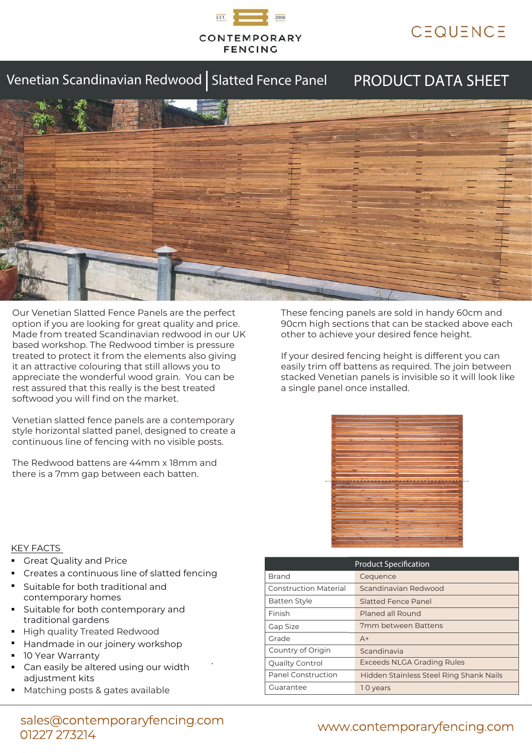CONTEMPORARY FENCING

CEQUENCE

# Venetian Scandinavian Redwood | Slatted Fence Panel

## PRODUCT DATA SHEET

Our Venetian Slatted Fence Panels are the perfect option if you are looking for great quality and price. Made from treated Scandinavian redwood in our UK based workshop. The Redwood timber is pressure treated to protect it from the elements also giving it an attractive colouring that still allows you to appreciate the wonderful wood grain. You can be rest assured that this really is the best treated softwood you will find on the market.

Venetian slatted fence panels are a contemporary style horizontal slatted panel, designed to create a continuous line of fencing with no visible posts.

The Redwood battens are 44mm x 18mm and there is a 7mm gap between each batten.

These fencing panels are sold in handy 60cm and 90cm high sections that can be stacked above each other to achieve your desired fence height.

If your desired fencing height is different you can easily trim off battens as required. The join between stacked Venetian panels is invisible so it will look like a single panel once installed.

KEY FACTS

- Great Quality and Price
- Creates a continuous line of slatted fencing
- Suitable for both traditional and contemporary homes
- Suitable for both contemporary and traditional gardens
- High quality Treated Redwood
- Handmade in our joinery workshop
- 10 Year Warranty
- Can easily be altered using our width adjustment kits
- Matching posts & gates available

| Product Specification | |
|---|---|
| Brand | Cequence |
| Construction Material | Scandinavian Redwood |
| Batten Style | Slatted Fence Panel |
| Finish | Planed all Round |
| Gap Size | 7mm between Battens |
| Grade | A+ |
| Country of Origin | Scandinavia |
| Quailty Control | Exceeds NLGA Grading Rules |
| Panel Construction | Hidden Stainless Steel Ring Shank Nails |
| Guarantee | 1 0 years |

sales@contemporaryfencing.com
01227 273214

www.contemporaryfencing.com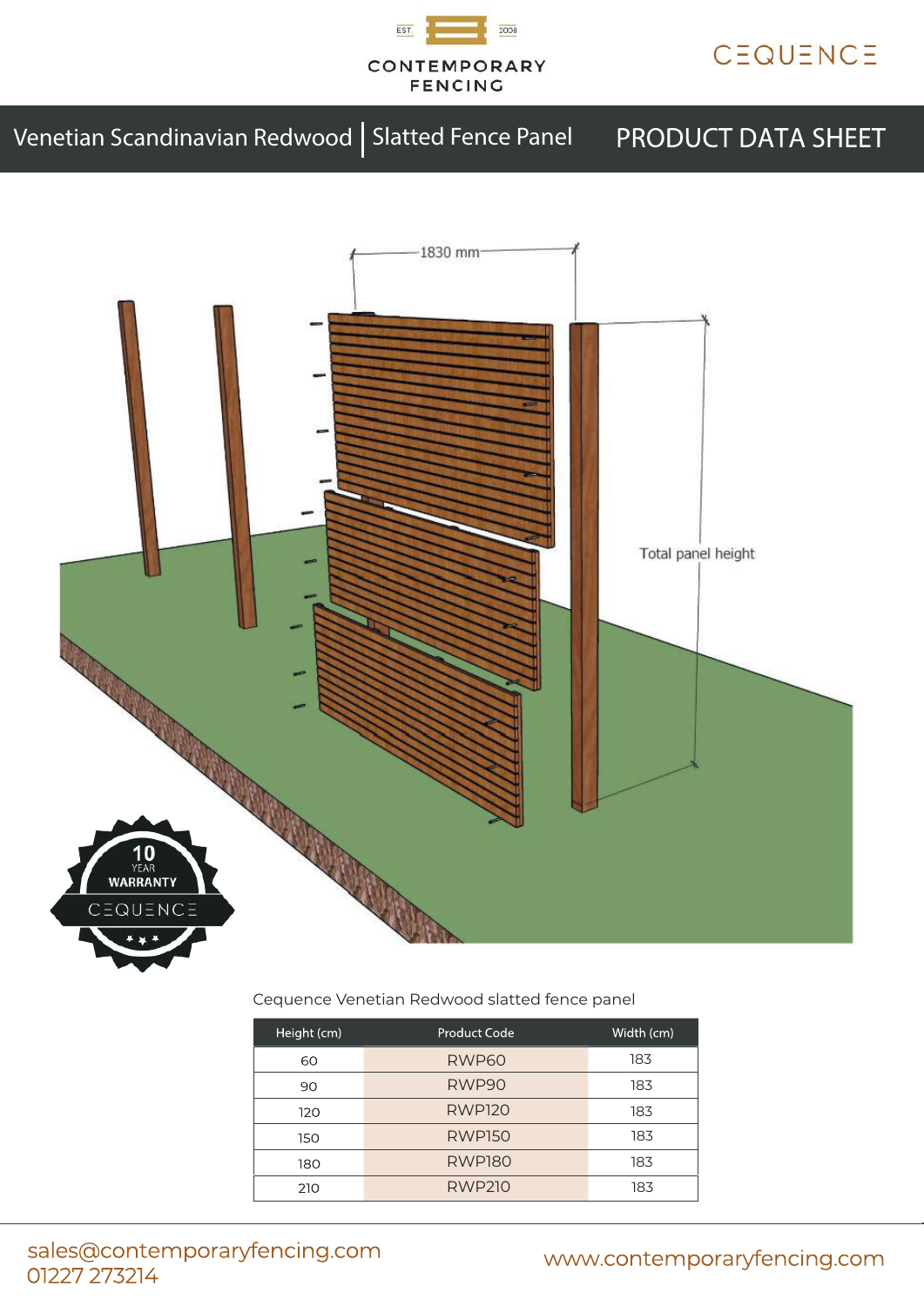CONTEMPORARY FENCING

CEQUENCE

# Venetian Scandinavian Redwood | Slatted Fence Panel — PRODUCT DATA SHEET

1830 mm

Total panel height

10 YEAR WARRANTY CEQUENCE

Cequence Venetian Redwood slatted fence panel

| Height (cm) | Product Code | Width (cm) |
|---|---|---|
| 60 | RWP60 | 183 |
| 90 | RWP90 | 183 |
| 120 | RWP120 | 183 |
| 150 | RWP150 | 183 |
| 180 | RWP180 | 183 |
| 210 | RWP210 | 183 |

sales@contemporaryfencing.com
01227 273214

www.contemporaryfencing.com